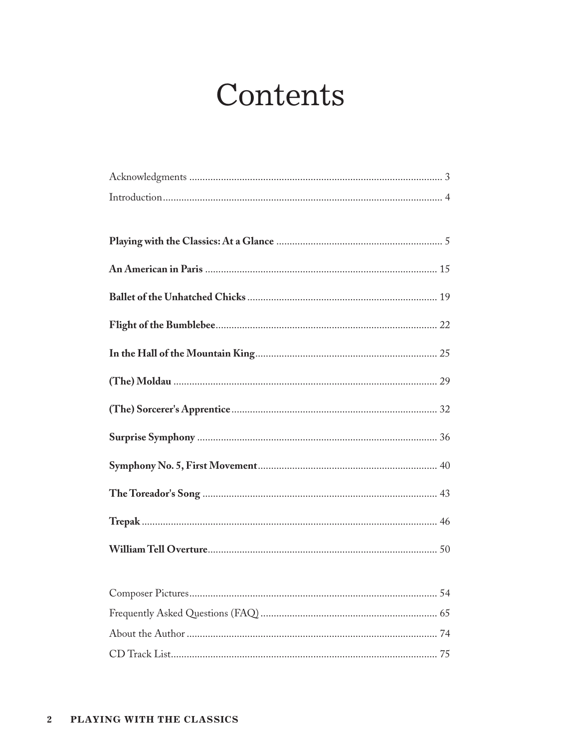# Contents

Acknowledgments ............................................................................................. 3

Introduction ...................................................................................................... 4

**Playing with the Classics: At a Glance** ............................................................ 5

**An American in Paris** .................................................................................... 15

**Ballet of the Unhatched Chicks** .................................................................... 19

**Flight of the Bumblebee** ................................................................................ 22

**In the Hall of the Mountain King** ................................................................. 25

**(The) Moldau** ............................................................................................... 29

**(The) Sorcerer's Apprentice** .......................................................................... 32

**Surprise Symphony** ...................................................................................... 36

**Symphony No. 5, First Movement** ................................................................ 40

**The Toreador's Song** ..................................................................................... 43

**Trepak** .......................................................................................................... 46

**William Tell Overture** ................................................................................... 50

Composer Pictures .......................................................................................... 54

Frequently Asked Questions (FAQ) ................................................................. 65

About the Author ............................................................................................. 74

CD Track List .................................................................................................. 75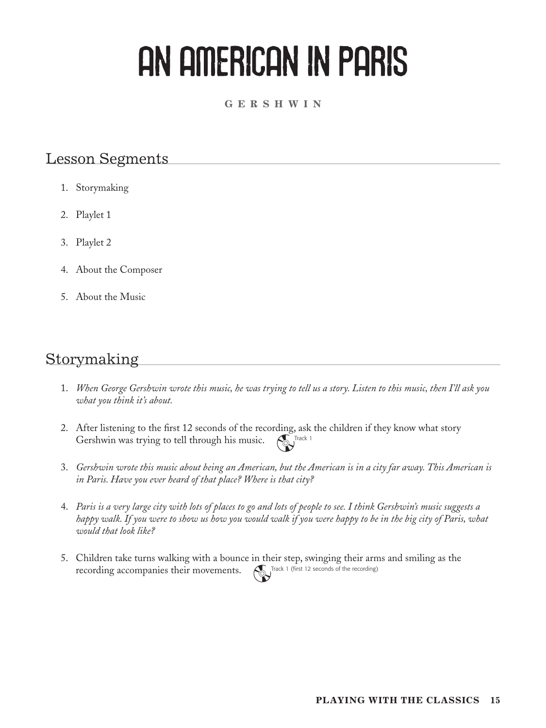# AN AMERICAN IN PARIS

**GERSHWIN**

## Lesson Segments

1. Storymaking
2. Playlet 1
3. Playlet 2
4. About the Composer
5. About the Music

## Storymaking

1. *When George Gershwin wrote this music, he was trying to tell us a story. Listen to this music, then I'll ask you what you think it's about.*

2. After listening to the first 12 seconds of the recording, ask the children if they know what story Gershwin was trying to tell through his music. Track 1

3. *Gershwin wrote this music about being an American, but the American is in a city far away. This American is in Paris. Have you ever heard of that place? Where is that city?*

4. *Paris is a very large city with lots of places to go and lots of people to see. I think Gershwin's music suggests a happy walk. If you were to show us how you would walk if you were happy to be in the big city of Paris, what would that look like?*

5. Children take turns walking with a bounce in their step, swinging their arms and smiling as the recording accompanies their movements. Track 1 (first 12 seconds of the recording)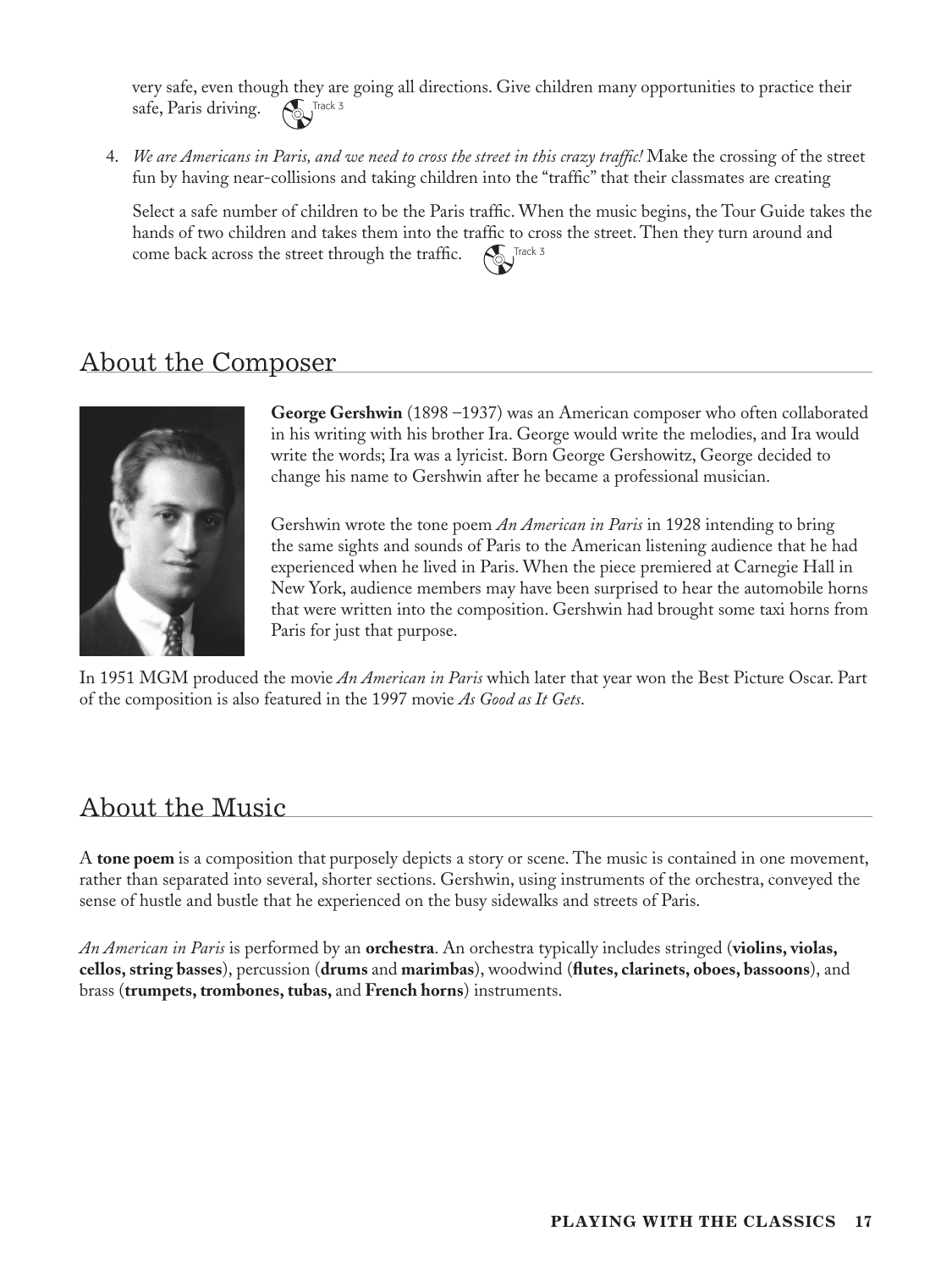very safe, even though they are going all directions. Give children many opportunities to practice their safe, Paris driving. Track 3

4. *We are Americans in Paris, and we need to cross the street in this crazy traffic!* Make the crossing of the street fun by having near-collisions and taking children into the "traffic" that their classmates are creating

   Select a safe number of children to be the Paris traffic. When the music begins, the Tour Guide takes the hands of two children and takes them into the traffic to cross the street. Then they turn around and come back across the street through the traffic. Track 3

## About the Composer

**George Gershwin** (1898 –1937) was an American composer who often collaborated in his writing with his brother Ira. George would write the melodies, and Ira would write the words; Ira was a lyricist. Born George Gershowitz, George decided to change his name to Gershwin after he became a professional musician.

Gershwin wrote the tone poem *An American in Paris* in 1928 intending to bring the same sights and sounds of Paris to the American listening audience that he had experienced when he lived in Paris. When the piece premiered at Carnegie Hall in New York, audience members may have been surprised to hear the automobile horns that were written into the composition. Gershwin had brought some taxi horns from Paris for just that purpose.

In 1951 MGM produced the movie *An American in Paris* which later that year won the Best Picture Oscar. Part of the composition is also featured in the 1997 movie *As Good as It Gets*.

## About the Music

A **tone poem** is a composition that purposely depicts a story or scene. The music is contained in one movement, rather than separated into several, shorter sections. Gershwin, using instruments of the orchestra, conveyed the sense of hustle and bustle that he experienced on the busy sidewalks and streets of Paris.

*An American in Paris* is performed by an **orchestra**. An orchestra typically includes stringed (**violins, violas, cellos, string basses**), percussion (**drums** and **marimbas**), woodwind (**flutes, clarinets, oboes, bassoons**), and brass (**trumpets, trombones, tubas,** and **French horns**) instruments.